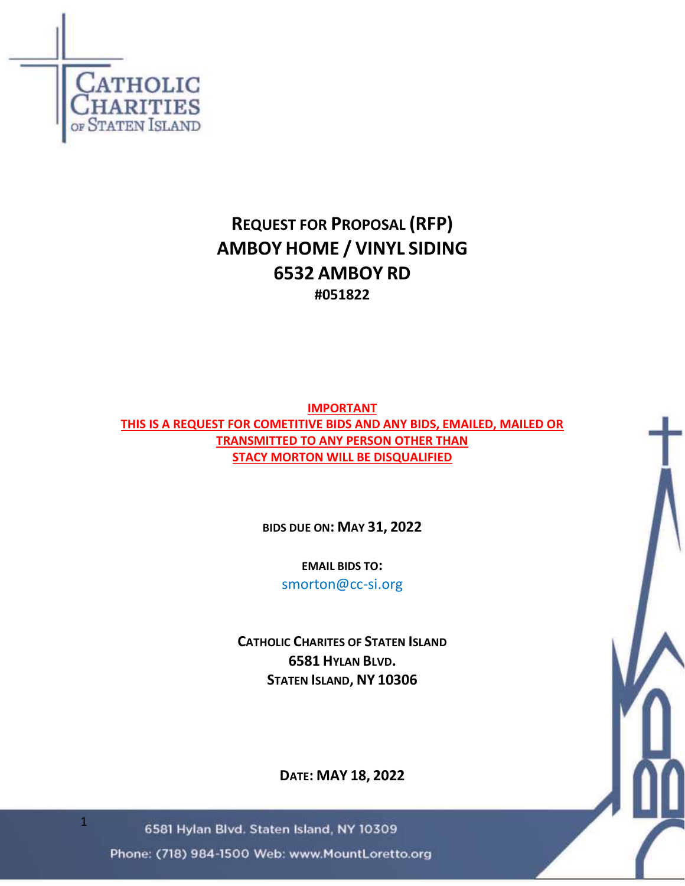CATHOLIC CHARITIES OF STATEN ISLAND

# REQUEST FOR PROPOSAL (RFP)
# AMBOY HOME / VINYL SIDING
# 6532 AMBOY RD
## #051822

**IMPORTANT**
**THIS IS A REQUEST FOR COMETITIVE BIDS AND ANY BIDS, EMAILED, MAILED OR TRANSMITTED TO ANY PERSON OTHER THAN STACY MORTON WILL BE DISQUALIFIED**

**BIDS DUE ON: MAY 31, 2022**

**EMAIL BIDS TO:**
smorton@cc-si.org

**CATHOLIC CHARITES OF STATEN ISLAND**
**6581 HYLAN BLVD.**
**STATEN ISLAND, NY 10306**

**DATE: MAY 18, 2022**

6581 Hylan Blvd. Staten Island, NY 10309
Phone: (718) 984-1500 Web: www.MountLoretto.org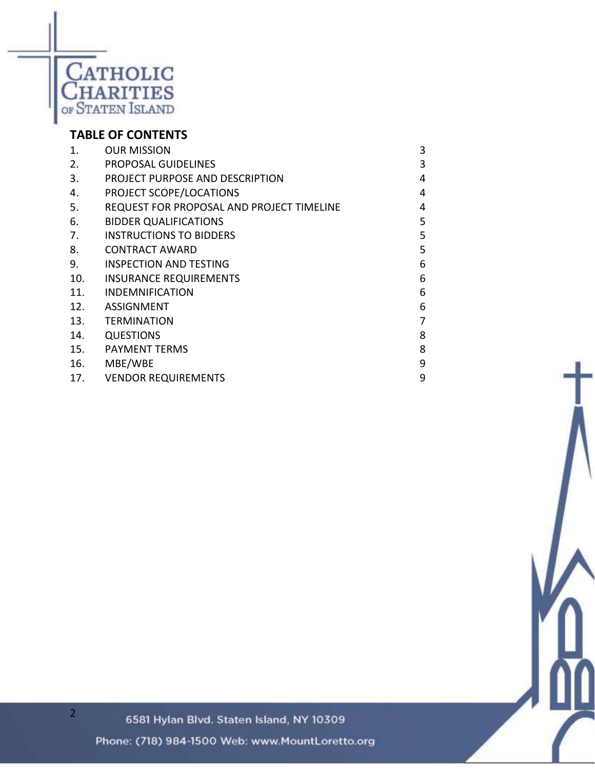## TABLE OF CONTENTS

| | | |
|---|---|---|
| 1. | OUR MISSION | 3 |
| 2. | PROPOSAL GUIDELINES | 3 |
| 3. | PROJECT PURPOSE AND DESCRIPTION | 4 |
| 4. | PROJECT SCOPE/LOCATIONS | 4 |
| 5. | REQUEST FOR PROPOSAL AND PROJECT TIMELINE | 4 |
| 6. | BIDDER QUALIFICATIONS | 5 |
| 7. | INSTRUCTIONS TO BIDDERS | 5 |
| 8. | CONTRACT AWARD | 5 |
| 9. | INSPECTION AND TESTING | 6 |
| 10. | INSURANCE REQUIREMENTS | 6 |
| 11. | INDEMNIFICATION | 6 |
| 12. | ASSIGNMENT | 6 |
| 13. | TERMINATION | 7 |
| 14. | QUESTIONS | 8 |
| 15. | PAYMENT TERMS | 8 |
| 16. | MBE/WBE | 9 |
| 17. | VENDOR REQUIREMENTS | 9 |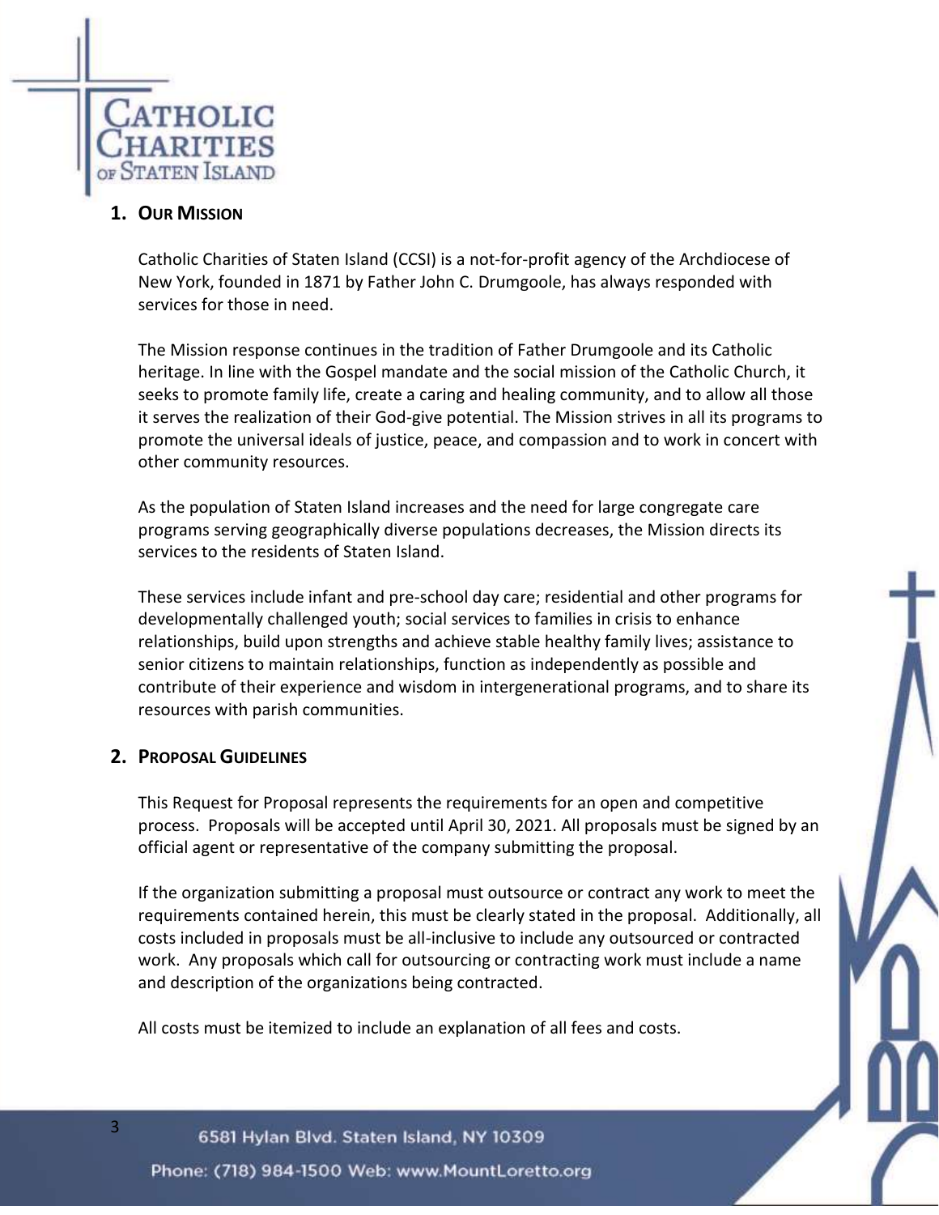## 1. Our Mission

Catholic Charities of Staten Island (CCSI) is a not-for-profit agency of the Archdiocese of New York, founded in 1871 by Father John C. Drumgoole, has always responded with services for those in need.

The Mission response continues in the tradition of Father Drumgoole and its Catholic heritage. In line with the Gospel mandate and the social mission of the Catholic Church, it seeks to promote family life, create a caring and healing community, and to allow all those it serves the realization of their God-give potential. The Mission strives in all its programs to promote the universal ideals of justice, peace, and compassion and to work in concert with other community resources.

As the population of Staten Island increases and the need for large congregate care programs serving geographically diverse populations decreases, the Mission directs its services to the residents of Staten Island.

These services include infant and pre-school day care; residential and other programs for developmentally challenged youth; social services to families in crisis to enhance relationships, build upon strengths and achieve stable healthy family lives; assistance to senior citizens to maintain relationships, function as independently as possible and contribute of their experience and wisdom in intergenerational programs, and to share its resources with parish communities.

## 2. Proposal Guidelines

This Request for Proposal represents the requirements for an open and competitive process. Proposals will be accepted until April 30, 2021. All proposals must be signed by an official agent or representative of the company submitting the proposal.

If the organization submitting a proposal must outsource or contract any work to meet the requirements contained herein, this must be clearly stated in the proposal. Additionally, all costs included in proposals must be all-inclusive to include any outsourced or contracted work. Any proposals which call for outsourcing or contracting work must include a name and description of the organizations being contracted.

All costs must be itemized to include an explanation of all fees and costs.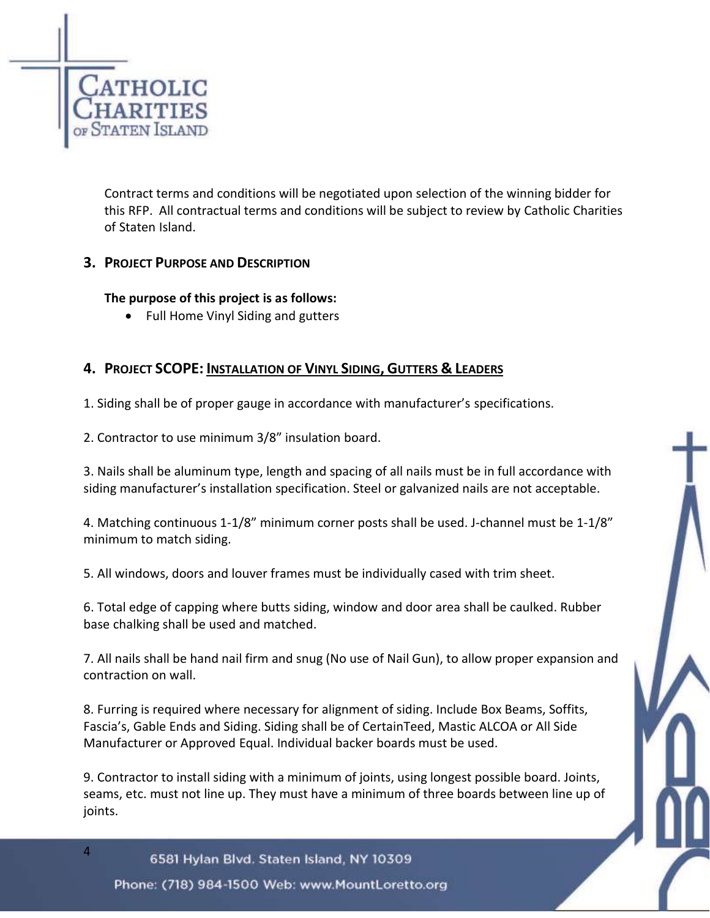Contract terms and conditions will be negotiated upon selection of the winning bidder for this RFP. All contractual terms and conditions will be subject to review by Catholic Charities of Staten Island.

## 3. Project Purpose and Description

**The purpose of this project is as follows:**

- Full Home Vinyl Siding and gutters

## 4. Project SCOPE: <u>Installation of Vinyl Siding, Gutters & Leaders</u>

1. Siding shall be of proper gauge in accordance with manufacturer's specifications.

2. Contractor to use minimum 3/8" insulation board.

3. Nails shall be aluminum type, length and spacing of all nails must be in full accordance with siding manufacturer's installation specification. Steel or galvanized nails are not acceptable.

4. Matching continuous 1-1/8" minimum corner posts shall be used. J-channel must be 1-1/8" minimum to match siding.

5. All windows, doors and louver frames must be individually cased with trim sheet.

6. Total edge of capping where butts siding, window and door area shall be caulked. Rubber base chalking shall be used and matched.

7. All nails shall be hand nail firm and snug (No use of Nail Gun), to allow proper expansion and contraction on wall.

8. Furring is required where necessary for alignment of siding. Include Box Beams, Soffits, Fascia's, Gable Ends and Siding. Siding shall be of CertainTeed, Mastic ALCOA or All Side Manufacturer or Approved Equal. Individual backer boards must be used.

9. Contractor to install siding with a minimum of joints, using longest possible board. Joints, seams, etc. must not line up. They must have a minimum of three boards between line up of joints.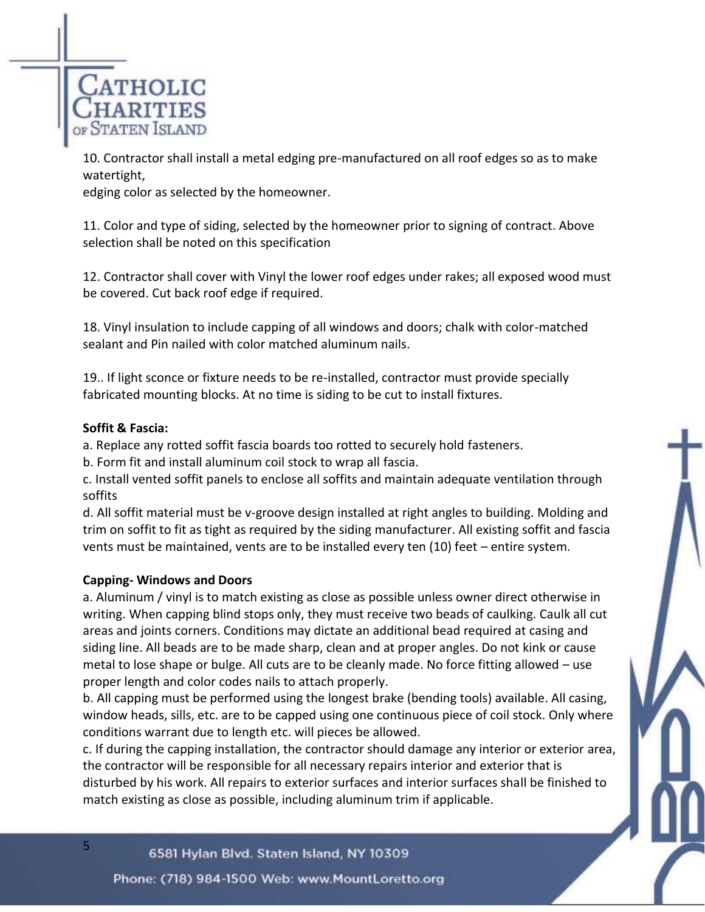10. Contractor shall install a metal edging pre-manufactured on all roof edges so as to make watertight,
edging color as selected by the homeowner.

11. Color and type of siding, selected by the homeowner prior to signing of contract. Above selection shall be noted on this specification

12. Contractor shall cover with Vinyl the lower roof edges under rakes; all exposed wood must be covered. Cut back roof edge if required.

18. Vinyl insulation to include capping of all windows and doors; chalk with color-matched sealant and Pin nailed with color matched aluminum nails.

19.. If light sconce or fixture needs to be re-installed, contractor must provide specially fabricated mounting blocks. At no time is siding to be cut to install fixtures.

**Soffit & Fascia:**

a. Replace any rotted soffit fascia boards too rotted to securely hold fasteners.
b. Form fit and install aluminum coil stock to wrap all fascia.
c. Install vented soffit panels to enclose all soffits and maintain adequate ventilation through soffits
d. All soffit material must be v-groove design installed at right angles to building. Molding and trim on soffit to fit as tight as required by the siding manufacturer. All existing soffit and fascia vents must be maintained, vents are to be installed every ten (10) feet – entire system.

**Capping- Windows and Doors**

a. Aluminum / vinyl is to match existing as close as possible unless owner direct otherwise in writing. When capping blind stops only, they must receive two beads of caulking. Caulk all cut areas and joints corners. Conditions may dictate an additional bead required at casing and siding line. All beads are to be made sharp, clean and at proper angles. Do not kink or cause metal to lose shape or bulge. All cuts are to be cleanly made. No force fitting allowed – use proper length and color codes nails to attach properly.
b. All capping must be performed using the longest brake (bending tools) available. All casing, window heads, sills, etc. are to be capped using one continuous piece of coil stock. Only where conditions warrant due to length etc. will pieces be allowed.
c. If during the capping installation, the contractor should damage any interior or exterior area, the contractor will be responsible for all necessary repairs interior and exterior that is disturbed by his work. All repairs to exterior surfaces and interior surfaces shall be finished to match existing as close as possible, including aluminum trim if applicable.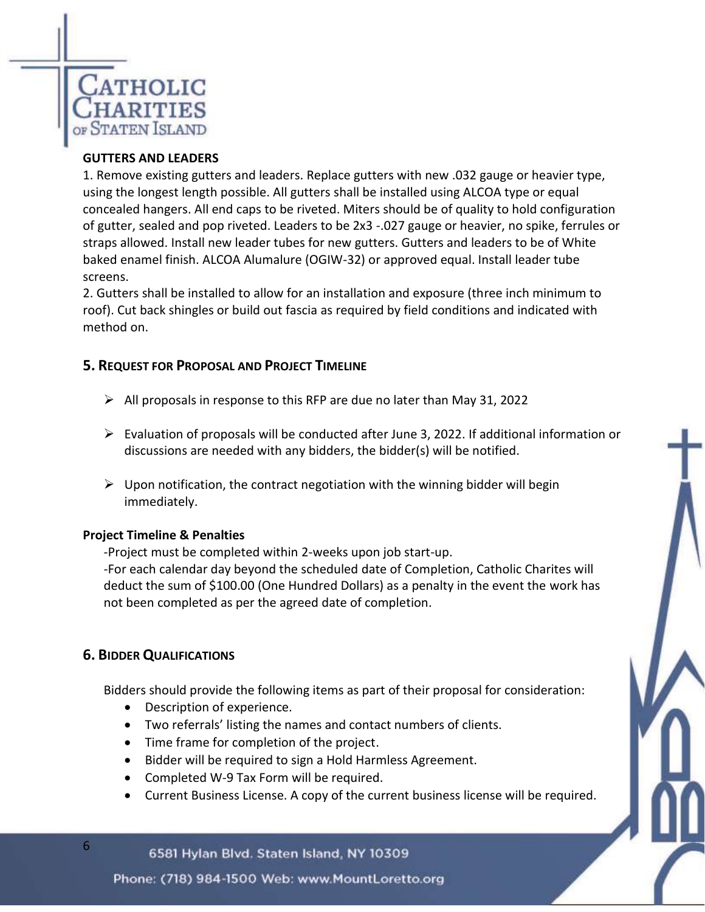**GUTTERS AND LEADERS**

1. Remove existing gutters and leaders. Replace gutters with new .032 gauge or heavier type, using the longest length possible. All gutters shall be installed using ALCOA type or equal concealed hangers. All end caps to be riveted. Miters should be of quality to hold configuration of gutter, sealed and pop riveted. Leaders to be 2x3 -.027 gauge or heavier, no spike, ferrules or straps allowed. Install new leader tubes for new gutters. Gutters and leaders to be of White baked enamel finish. ALCOA Alumalure (OGIW-32) or approved equal. Install leader tube screens.
2. Gutters shall be installed to allow for an installation and exposure (three inch minimum to roof). Cut back shingles or build out fascia as required by field conditions and indicated with method on.

## 5. Request for Proposal and Project Timeline

- All proposals in response to this RFP are due no later than May 31, 2022
- Evaluation of proposals will be conducted after June 3, 2022. If additional information or discussions are needed with any bidders, the bidder(s) will be notified.
- Upon notification, the contract negotiation with the winning bidder will begin immediately.

**Project Timeline & Penalties**

-Project must be completed within 2-weeks upon job start-up.
-For each calendar day beyond the scheduled date of Completion, Catholic Charites will deduct the sum of $100.00 (One Hundred Dollars) as a penalty in the event the work has not been completed as per the agreed date of completion.

## 6. Bidder Qualifications

Bidders should provide the following items as part of their proposal for consideration:

- Description of experience.
- Two referrals' listing the names and contact numbers of clients.
- Time frame for completion of the project.
- Bidder will be required to sign a Hold Harmless Agreement.
- Completed W-9 Tax Form will be required.
- Current Business License. A copy of the current business license will be required.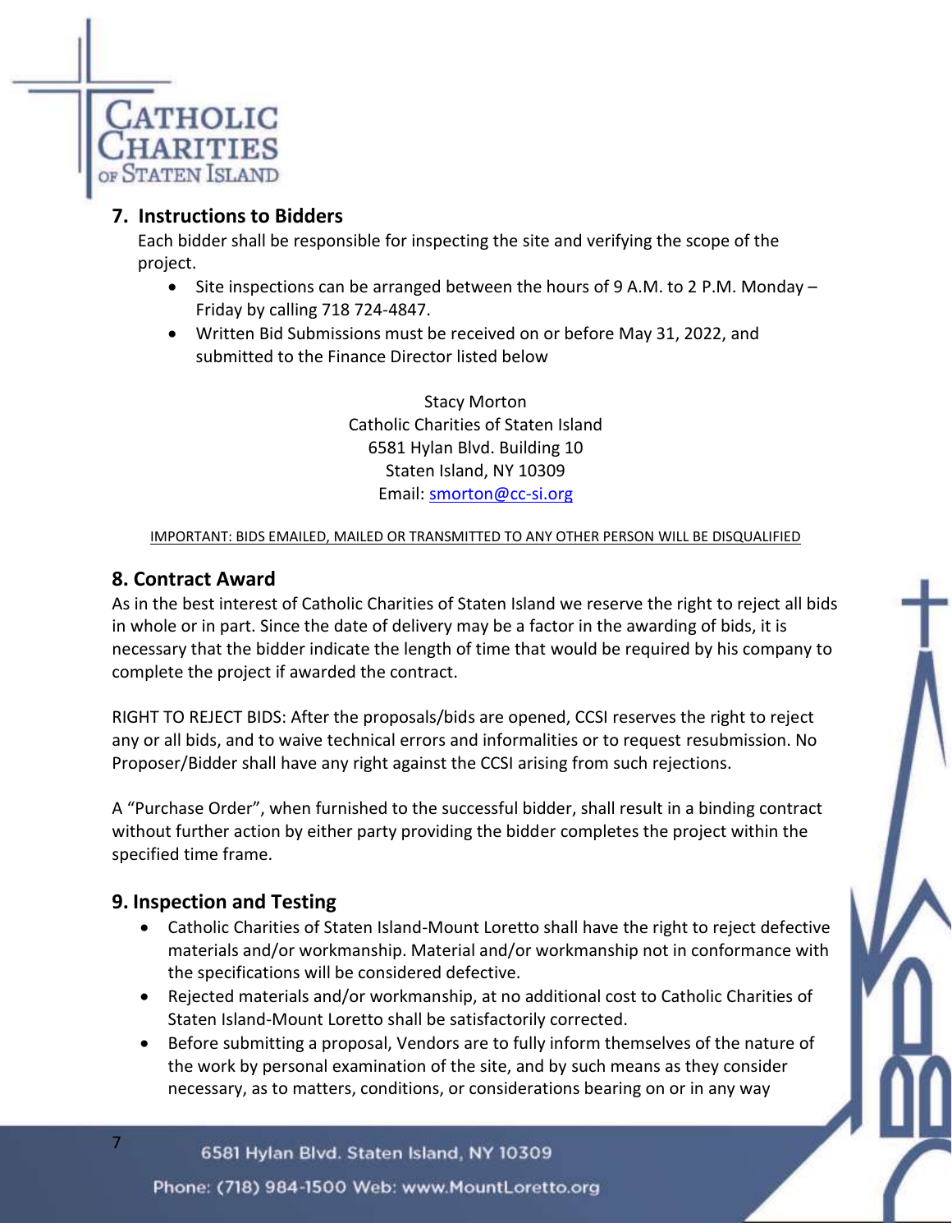## 7. Instructions to Bidders

Each bidder shall be responsible for inspecting the site and verifying the scope of the project.

- Site inspections can be arranged between the hours of 9 A.M. to 2 P.M. Monday – Friday by calling 718 724-4847.
- Written Bid Submissions must be received on or before May 31, 2022, and submitted to the Finance Director listed below

Stacy Morton
Catholic Charities of Staten Island
6581 Hylan Blvd. Building 10
Staten Island, NY 10309
Email: smorton@cc-si.org

IMPORTANT: BIDS EMAILED, MAILED OR TRANSMITTED TO ANY OTHER PERSON WILL BE DISQUALIFIED

## 8. Contract Award

As in the best interest of Catholic Charities of Staten Island we reserve the right to reject all bids in whole or in part. Since the date of delivery may be a factor in the awarding of bids, it is necessary that the bidder indicate the length of time that would be required by his company to complete the project if awarded the contract.

RIGHT TO REJECT BIDS: After the proposals/bids are opened, CCSI reserves the right to reject any or all bids, and to waive technical errors and informalities or to request resubmission. No Proposer/Bidder shall have any right against the CCSI arising from such rejections.

A "Purchase Order", when furnished to the successful bidder, shall result in a binding contract without further action by either party providing the bidder completes the project within the specified time frame.

## 9. Inspection and Testing

- Catholic Charities of Staten Island-Mount Loretto shall have the right to reject defective materials and/or workmanship. Material and/or workmanship not in conformance with the specifications will be considered defective.
- Rejected materials and/or workmanship, at no additional cost to Catholic Charities of Staten Island-Mount Loretto shall be satisfactorily corrected.
- Before submitting a proposal, Vendors are to fully inform themselves of the nature of the work by personal examination of the site, and by such means as they consider necessary, as to matters, conditions, or considerations bearing on or in any way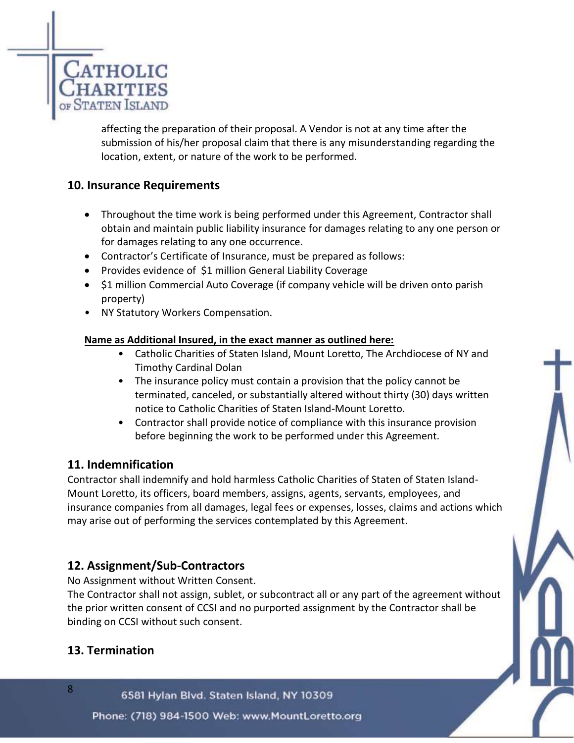affecting the preparation of their proposal. A Vendor is not at any time after the submission of his/her proposal claim that there is any misunderstanding regarding the location, extent, or nature of the work to be performed.

## 10. Insurance Requirements

- Throughout the time work is being performed under this Agreement, Contractor shall obtain and maintain public liability insurance for damages relating to any one person or for damages relating to any one occurrence.
- Contractor's Certificate of Insurance, must be prepared as follows:
- Provides evidence of $1 million General Liability Coverage
- $1 million Commercial Auto Coverage (if company vehicle will be driven onto parish property)
- NY Statutory Workers Compensation.

**Name as Additional Insured, in the exact manner as outlined here:**

- Catholic Charities of Staten Island, Mount Loretto, The Archdiocese of NY and Timothy Cardinal Dolan
- The insurance policy must contain a provision that the policy cannot be terminated, canceled, or substantially altered without thirty (30) days written notice to Catholic Charities of Staten Island-Mount Loretto.
- Contractor shall provide notice of compliance with this insurance provision before beginning the work to be performed under this Agreement.

## 11. Indemnification

Contractor shall indemnify and hold harmless Catholic Charities of Staten of Staten Island-Mount Loretto, its officers, board members, assigns, agents, servants, employees, and insurance companies from all damages, legal fees or expenses, losses, claims and actions which may arise out of performing the services contemplated by this Agreement.

## 12. Assignment/Sub-Contractors

No Assignment without Written Consent.
The Contractor shall not assign, sublet, or subcontract all or any part of the agreement without the prior written consent of CCSI and no purported assignment by the Contractor shall be binding on CCSI without such consent.

## 13. Termination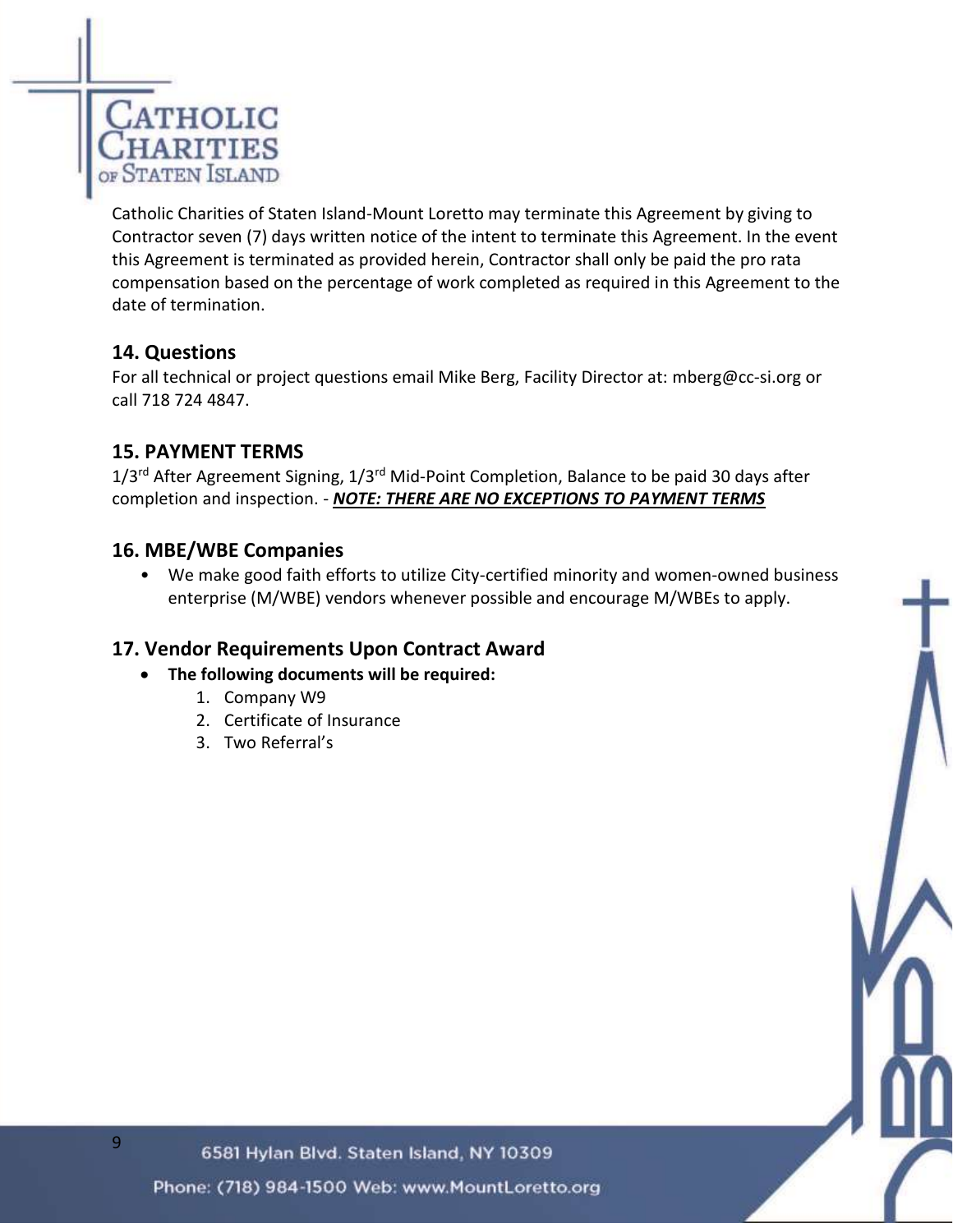Catholic Charities of Staten Island-Mount Loretto may terminate this Agreement by giving to Contractor seven (7) days written notice of the intent to terminate this Agreement. In the event this Agreement is terminated as provided herein, Contractor shall only be paid the pro rata compensation based on the percentage of work completed as required in this Agreement to the date of termination.

## 14. Questions

For all technical or project questions email Mike Berg, Facility Director at: mberg@cc-si.org or call 718 724 4847.

## 15. PAYMENT TERMS

1/3rd After Agreement Signing, 1/3rd Mid-Point Completion, Balance to be paid 30 days after completion and inspection. - ***NOTE: THERE ARE NO EXCEPTIONS TO PAYMENT TERMS***

## 16. MBE/WBE Companies

- We make good faith efforts to utilize City-certified minority and women-owned business enterprise (M/WBE) vendors whenever possible and encourage M/WBEs to apply.

## 17. Vendor Requirements Upon Contract Award

- **The following documents will be required:**
  1. Company W9
  2. Certificate of Insurance
  3. Two Referral's